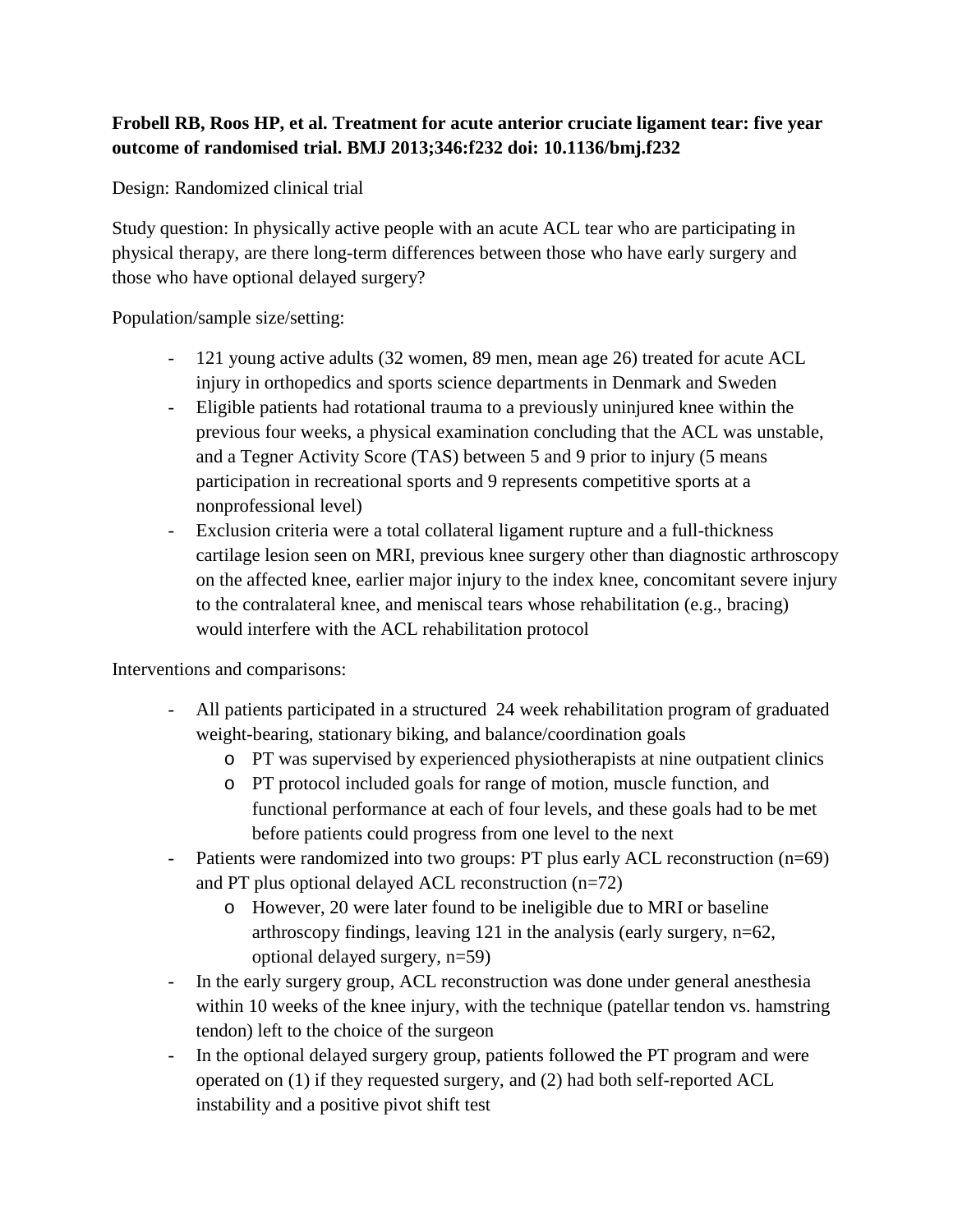**Frobell RB, Roos HP, et al. Treatment for acute anterior cruciate ligament tear: five year outcome of randomised trial. BMJ 2013;346:f232 doi: 10.1136/bmj.f232**

Design: Randomized clinical trial

Study question: In physically active people with an acute ACL tear who are participating in physical therapy, are there long-term differences between those who have early surgery and those who have optional delayed surgery?

Population/sample size/setting:

- 121 young active adults (32 women, 89 men, mean age 26) treated for acute ACL injury in orthopedics and sports science departments in Denmark and Sweden
- Eligible patients had rotational trauma to a previously uninjured knee within the previous four weeks, a physical examination concluding that the ACL was unstable, and a Tegner Activity Score (TAS) between 5 and 9 prior to injury (5 means participation in recreational sports and 9 represents competitive sports at a nonprofessional level)
- Exclusion criteria were a total collateral ligament rupture and a full-thickness cartilage lesion seen on MRI, previous knee surgery other than diagnostic arthroscopy on the affected knee, earlier major injury to the index knee, concomitant severe injury to the contralateral knee, and meniscal tears whose rehabilitation (e.g., bracing) would interfere with the ACL rehabilitation protocol

Interventions and comparisons:

- All patients participated in a structured 24 week rehabilitation program of graduated weight-bearing, stationary biking, and balance/coordination goals
  - PT was supervised by experienced physiotherapists at nine outpatient clinics
  - PT protocol included goals for range of motion, muscle function, and functional performance at each of four levels, and these goals had to be met before patients could progress from one level to the next
- Patients were randomized into two groups: PT plus early ACL reconstruction (n=69) and PT plus optional delayed ACL reconstruction (n=72)
  - However, 20 were later found to be ineligible due to MRI or baseline arthroscopy findings, leaving 121 in the analysis (early surgery, n=62, optional delayed surgery, n=59)
- In the early surgery group, ACL reconstruction was done under general anesthesia within 10 weeks of the knee injury, with the technique (patellar tendon vs. hamstring tendon) left to the choice of the surgeon
- In the optional delayed surgery group, patients followed the PT program and were operated on (1) if they requested surgery, and (2) had both self-reported ACL instability and a positive pivot shift test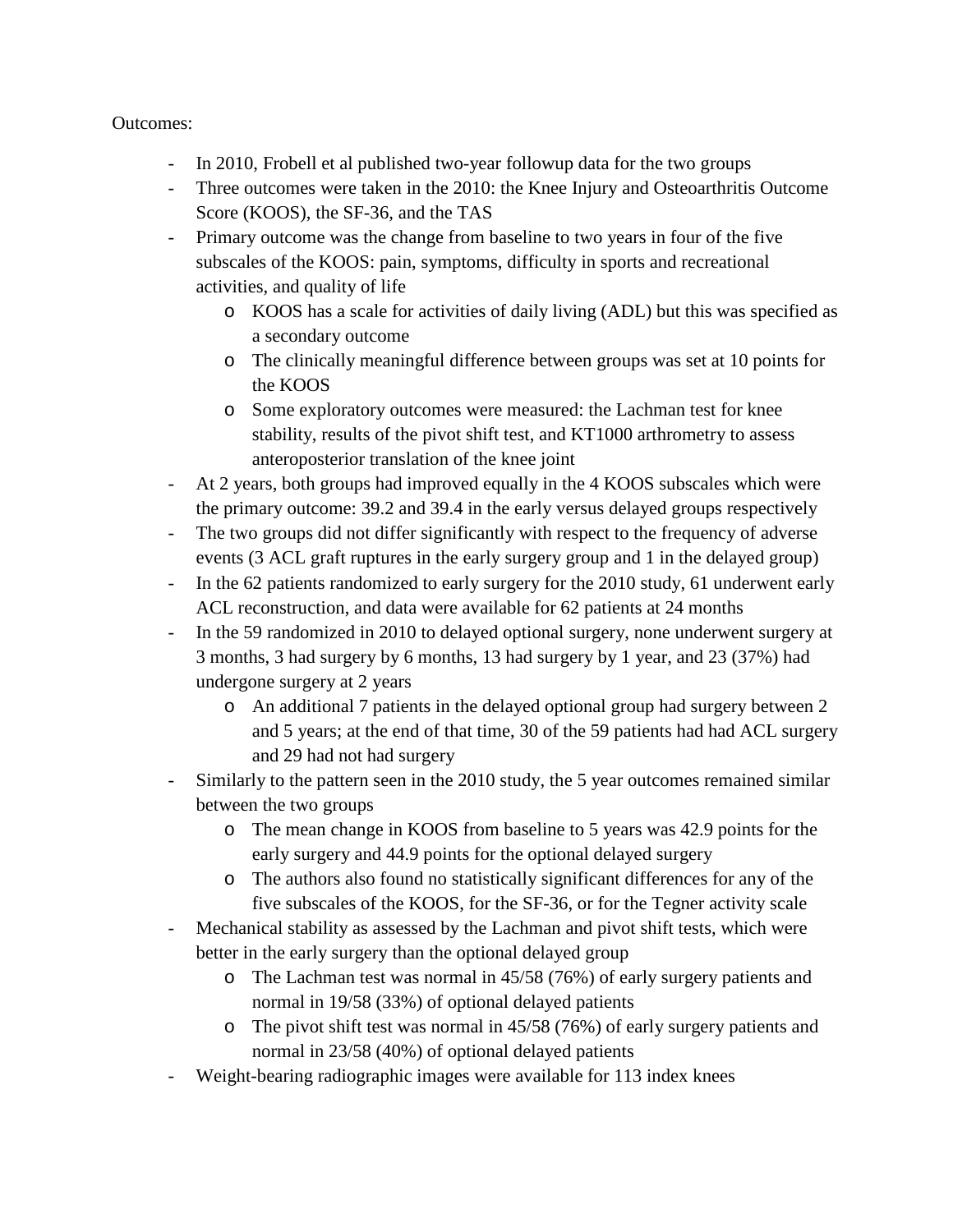Outcomes:

- In 2010, Frobell et al published two-year followup data for the two groups
- Three outcomes were taken in the 2010: the Knee Injury and Osteoarthritis Outcome Score (KOOS), the SF-36, and the TAS
- Primary outcome was the change from baseline to two years in four of the five subscales of the KOOS: pain, symptoms, difficulty in sports and recreational activities, and quality of life
    - KOOS has a scale for activities of daily living (ADL) but this was specified as a secondary outcome
    - The clinically meaningful difference between groups was set at 10 points for the KOOS
    - Some exploratory outcomes were measured: the Lachman test for knee stability, results of the pivot shift test, and KT1000 arthrometry to assess anteroposterior translation of the knee joint
- At 2 years, both groups had improved equally in the 4 KOOS subscales which were the primary outcome: 39.2 and 39.4 in the early versus delayed groups respectively
- The two groups did not differ significantly with respect to the frequency of adverse events (3 ACL graft ruptures in the early surgery group and 1 in the delayed group)
- In the 62 patients randomized to early surgery for the 2010 study, 61 underwent early ACL reconstruction, and data were available for 62 patients at 24 months
- In the 59 randomized in 2010 to delayed optional surgery, none underwent surgery at 3 months, 3 had surgery by 6 months, 13 had surgery by 1 year, and 23 (37%) had undergone surgery at 2 years
    - An additional 7 patients in the delayed optional group had surgery between 2 and 5 years; at the end of that time, 30 of the 59 patients had had ACL surgery and 29 had not had surgery
- Similarly to the pattern seen in the 2010 study, the 5 year outcomes remained similar between the two groups
    - The mean change in KOOS from baseline to 5 years was 42.9 points for the early surgery and 44.9 points for the optional delayed surgery
    - The authors also found no statistically significant differences for any of the five subscales of the KOOS, for the SF-36, or for the Tegner activity scale
- Mechanical stability as assessed by the Lachman and pivot shift tests, which were better in the early surgery than the optional delayed group
    - The Lachman test was normal in 45/58 (76%) of early surgery patients and normal in 19/58 (33%) of optional delayed patients
    - The pivot shift test was normal in 45/58 (76%) of early surgery patients and normal in 23/58 (40%) of optional delayed patients
- Weight-bearing radiographic images were available for 113 index knees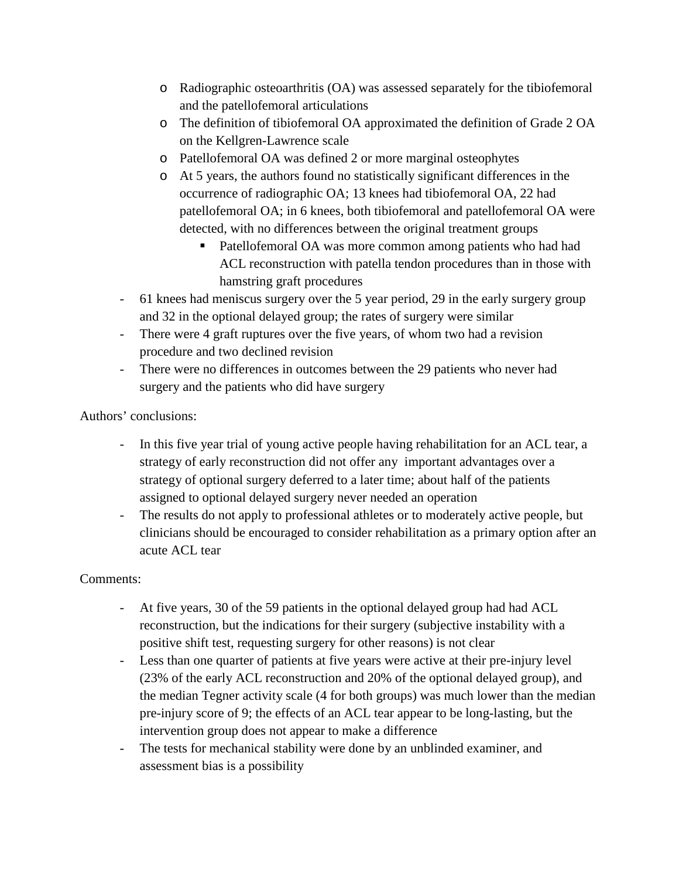- Radiographic osteoarthritis (OA) was assessed separately for the tibiofemoral and the patellofemoral articulations
    - The definition of tibiofemoral OA approximated the definition of Grade 2 OA on the Kellgren-Lawrence scale
    - Patellofemoral OA was defined 2 or more marginal osteophytes
    - At 5 years, the authors found no statistically significant differences in the occurrence of radiographic OA; 13 knees had tibiofemoral OA, 22 had patellofemoral OA; in 6 knees, both tibiofemoral and patellofemoral OA were detected, with no differences between the original treatment groups
        - Patellofemoral OA was more common among patients who had had ACL reconstruction with patella tendon procedures than in those with hamstring graft procedures
- 61 knees had meniscus surgery over the 5 year period, 29 in the early surgery group and 32 in the optional delayed group; the rates of surgery were similar
- There were 4 graft ruptures over the five years, of whom two had a revision procedure and two declined revision
- There were no differences in outcomes between the 29 patients who never had surgery and the patients who did have surgery

Authors' conclusions:

- In this five year trial of young active people having rehabilitation for an ACL tear, a strategy of early reconstruction did not offer any important advantages over a strategy of optional surgery deferred to a later time; about half of the patients assigned to optional delayed surgery never needed an operation
- The results do not apply to professional athletes or to moderately active people, but clinicians should be encouraged to consider rehabilitation as a primary option after an acute ACL tear

Comments:

- At five years, 30 of the 59 patients in the optional delayed group had had ACL reconstruction, but the indications for their surgery (subjective instability with a positive shift test, requesting surgery for other reasons) is not clear
- Less than one quarter of patients at five years were active at their pre-injury level (23% of the early ACL reconstruction and 20% of the optional delayed group), and the median Tegner activity scale (4 for both groups) was much lower than the median pre-injury score of 9; the effects of an ACL tear appear to be long-lasting, but the intervention group does not appear to make a difference
- The tests for mechanical stability were done by an unblinded examiner, and assessment bias is a possibility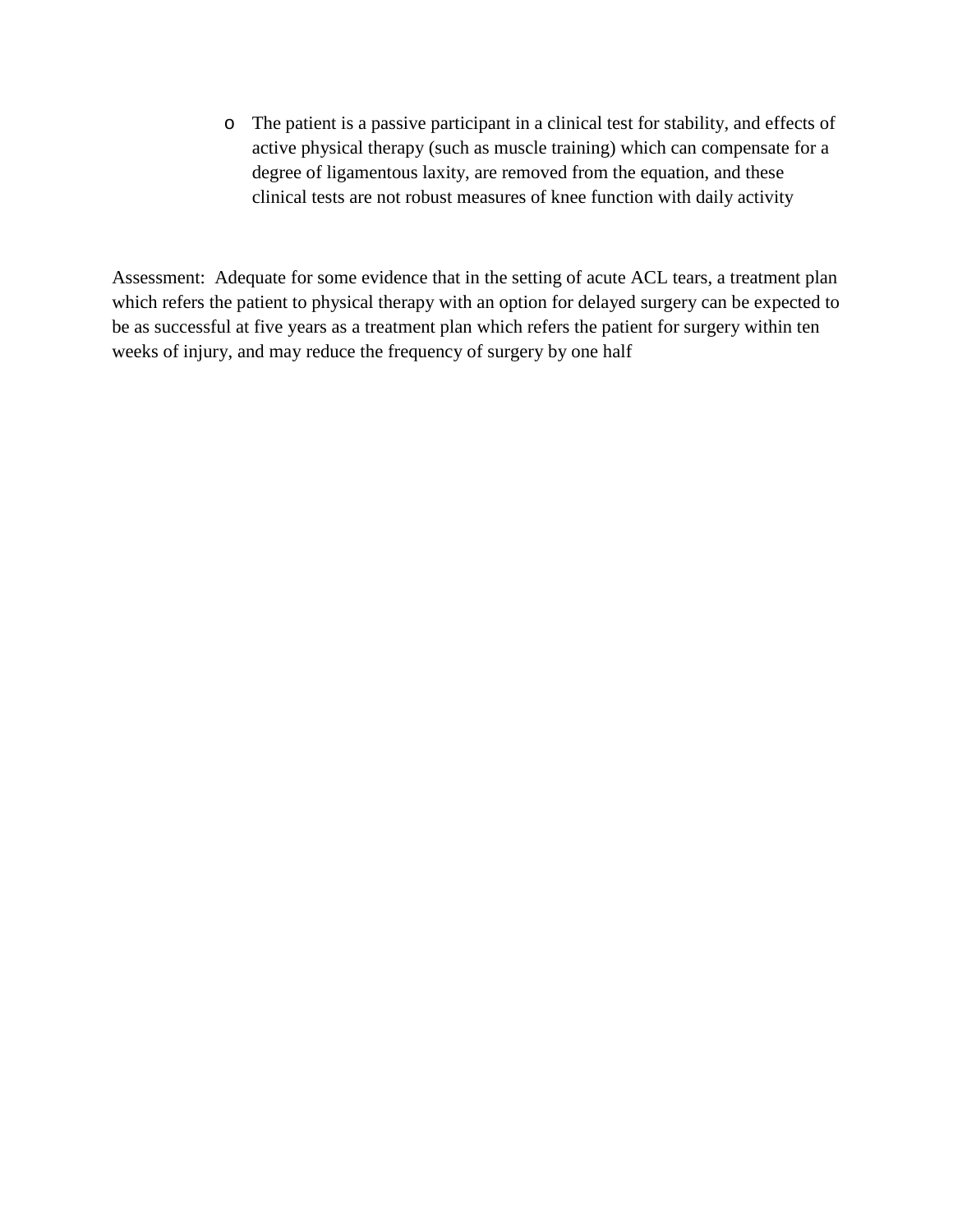- The patient is a passive participant in a clinical test for stability, and effects of active physical therapy (such as muscle training) which can compensate for a degree of ligamentous laxity, are removed from the equation, and these clinical tests are not robust measures of knee function with daily activity

Assessment: Adequate for some evidence that in the setting of acute ACL tears, a treatment plan which refers the patient to physical therapy with an option for delayed surgery can be expected to be as successful at five years as a treatment plan which refers the patient for surgery within ten weeks of injury, and may reduce the frequency of surgery by one half